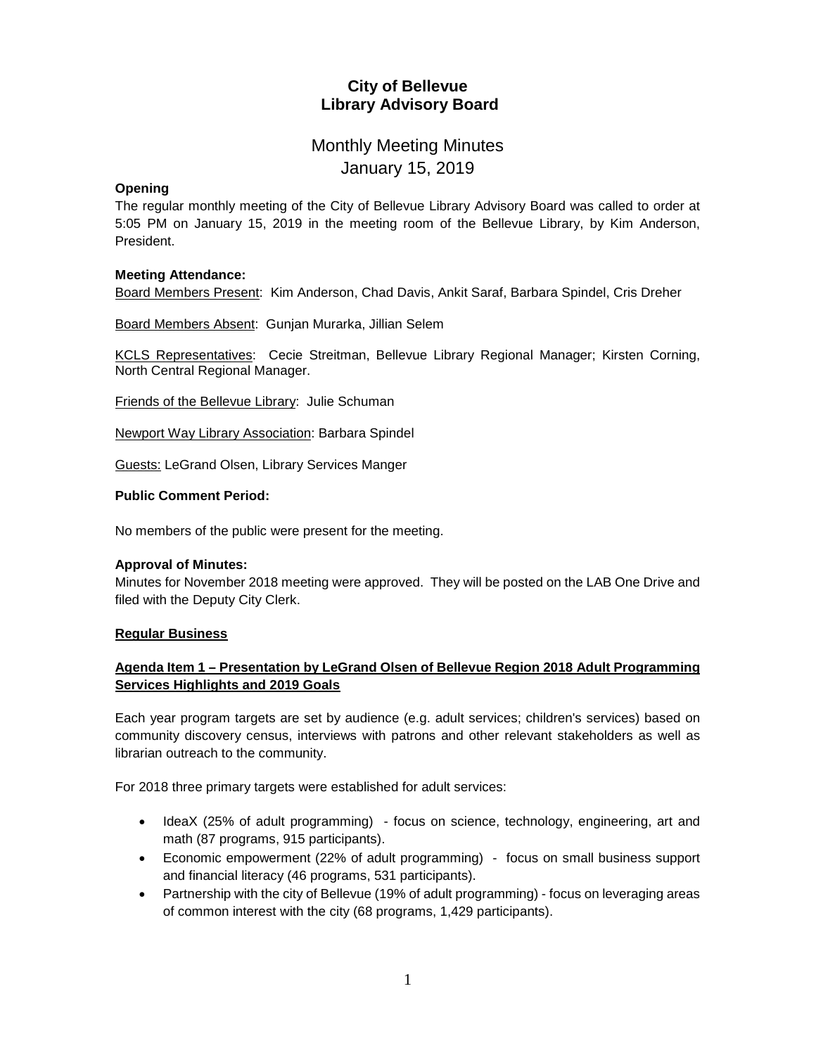# City of Bellevue
# Library Advisory Board

## Monthly Meeting Minutes
## January 15, 2019

**Opening**

The regular monthly meeting of the City of Bellevue Library Advisory Board was called to order at 5:05 PM on January 15, 2019 in the meeting room of the Bellevue Library, by Kim Anderson, President.

**Meeting Attendance:**

Board Members Present: Kim Anderson, Chad Davis, Ankit Saraf, Barbara Spindel, Cris Dreher

Board Members Absent: Gunjan Murarka, Jillian Selem

KCLS Representatives: Cecie Streitman, Bellevue Library Regional Manager; Kirsten Corning, North Central Regional Manager.

Friends of the Bellevue Library: Julie Schuman

Newport Way Library Association: Barbara Spindel

Guests: LeGrand Olsen, Library Services Manger

**Public Comment Period:**

No members of the public were present for the meeting.

**Approval of Minutes:**

Minutes for November 2018 meeting were approved. They will be posted on the LAB One Drive and filed with the Deputy City Clerk.

**Regular Business**

**Agenda Item 1 – Presentation by LeGrand Olsen of Bellevue Region 2018 Adult Programming Services Highlights and 2019 Goals**

Each year program targets are set by audience (e.g. adult services; children's services) based on community discovery census, interviews with patrons and other relevant stakeholders as well as librarian outreach to the community.

For 2018 three primary targets were established for adult services:

- IdeaX (25% of adult programming) - focus on science, technology, engineering, art and math (87 programs, 915 participants).
- Economic empowerment (22% of adult programming) - focus on small business support and financial literacy (46 programs, 531 participants).
- Partnership with the city of Bellevue (19% of adult programming) - focus on leveraging areas of common interest with the city (68 programs, 1,429 participants).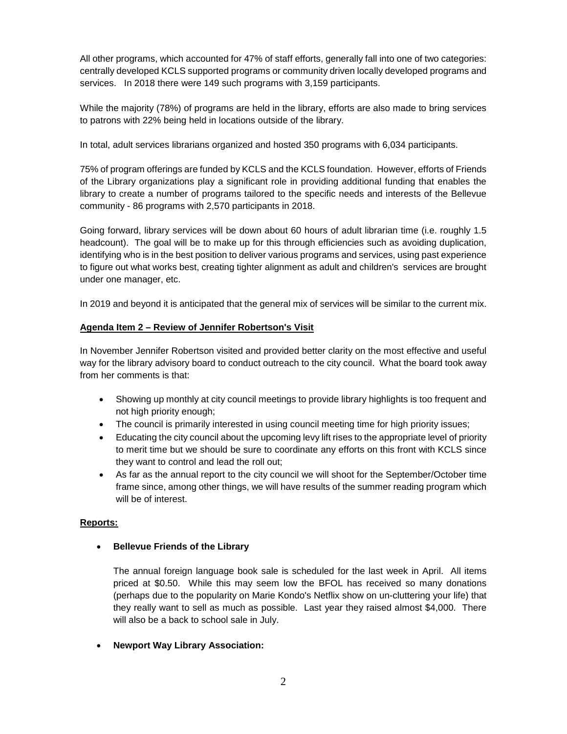All other programs, which accounted for 47% of staff efforts, generally fall into one of two categories: centrally developed KCLS supported programs or community driven locally developed programs and services. In 2018 there were 149 such programs with 3,159 participants.

While the majority (78%) of programs are held in the library, efforts are also made to bring services to patrons with 22% being held in locations outside of the library.

In total, adult services librarians organized and hosted 350 programs with 6,034 participants.

75% of program offerings are funded by KCLS and the KCLS foundation. However, efforts of Friends of the Library organizations play a significant role in providing additional funding that enables the library to create a number of programs tailored to the specific needs and interests of the Bellevue community - 86 programs with 2,570 participants in 2018.

Going forward, library services will be down about 60 hours of adult librarian time (i.e. roughly 1.5 headcount). The goal will be to make up for this through efficiencies such as avoiding duplication, identifying who is in the best position to deliver various programs and services, using past experience to figure out what works best, creating tighter alignment as adult and children's services are brought under one manager, etc.

In 2019 and beyond it is anticipated that the general mix of services will be similar to the current mix.

**Agenda Item 2 – Review of Jennifer Robertson's Visit**

In November Jennifer Robertson visited and provided better clarity on the most effective and useful way for the library advisory board to conduct outreach to the city council. What the board took away from her comments is that:

- Showing up monthly at city council meetings to provide library highlights is too frequent and not high priority enough;
- The council is primarily interested in using council meeting time for high priority issues;
- Educating the city council about the upcoming levy lift rises to the appropriate level of priority to merit time but we should be sure to coordinate any efforts on this front with KCLS since they want to control and lead the roll out;
- As far as the annual report to the city council we will shoot for the September/October time frame since, among other things, we will have results of the summer reading program which will be of interest.

**Reports:**

- **Bellevue Friends of the Library**

  The annual foreign language book sale is scheduled for the last week in April. All items priced at $0.50. While this may seem low the BFOL has received so many donations (perhaps due to the popularity on Marie Kondo's Netflix show on un-cluttering your life) that they really want to sell as much as possible. Last year they raised almost $4,000. There will also be a back to school sale in July.

- **Newport Way Library Association:**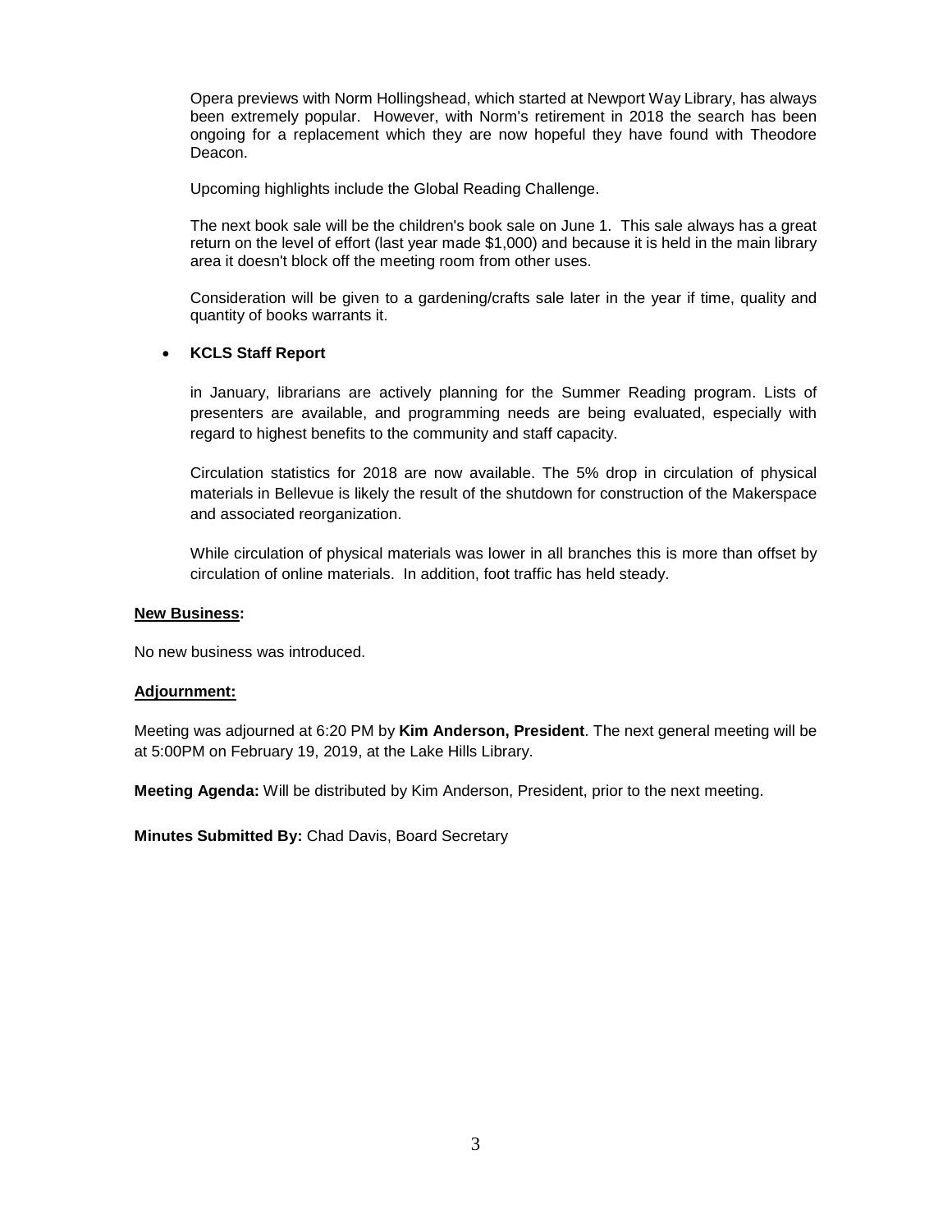Opera previews with Norm Hollingshead, which started at Newport Way Library, has always been extremely popular. However, with Norm's retirement in 2018 the search has been ongoing for a replacement which they are now hopeful they have found with Theodore Deacon.

Upcoming highlights include the Global Reading Challenge.

The next book sale will be the children's book sale on June 1. This sale always has a great return on the level of effort (last year made $1,000) and because it is held in the main library area it doesn't block off the meeting room from other uses.

Consideration will be given to a gardening/crafts sale later in the year if time, quality and quantity of books warrants it.

- **KCLS Staff Report**

  in January, librarians are actively planning for the Summer Reading program. Lists of presenters are available, and programming needs are being evaluated, especially with regard to highest benefits to the community and staff capacity.

  Circulation statistics for 2018 are now available. The 5% drop in circulation of physical materials in Bellevue is likely the result of the shutdown for construction of the Makerspace and associated reorganization.

  While circulation of physical materials was lower in all branches this is more than offset by circulation of online materials. In addition, foot traffic has held steady.

**New Business:**

No new business was introduced.

**Adjournment:**

Meeting was adjourned at 6:20 PM by **Kim Anderson, President**. The next general meeting will be at 5:00PM on February 19, 2019, at the Lake Hills Library.

**Meeting Agenda:** Will be distributed by Kim Anderson, President, prior to the next meeting.

**Minutes Submitted By:** Chad Davis, Board Secretary